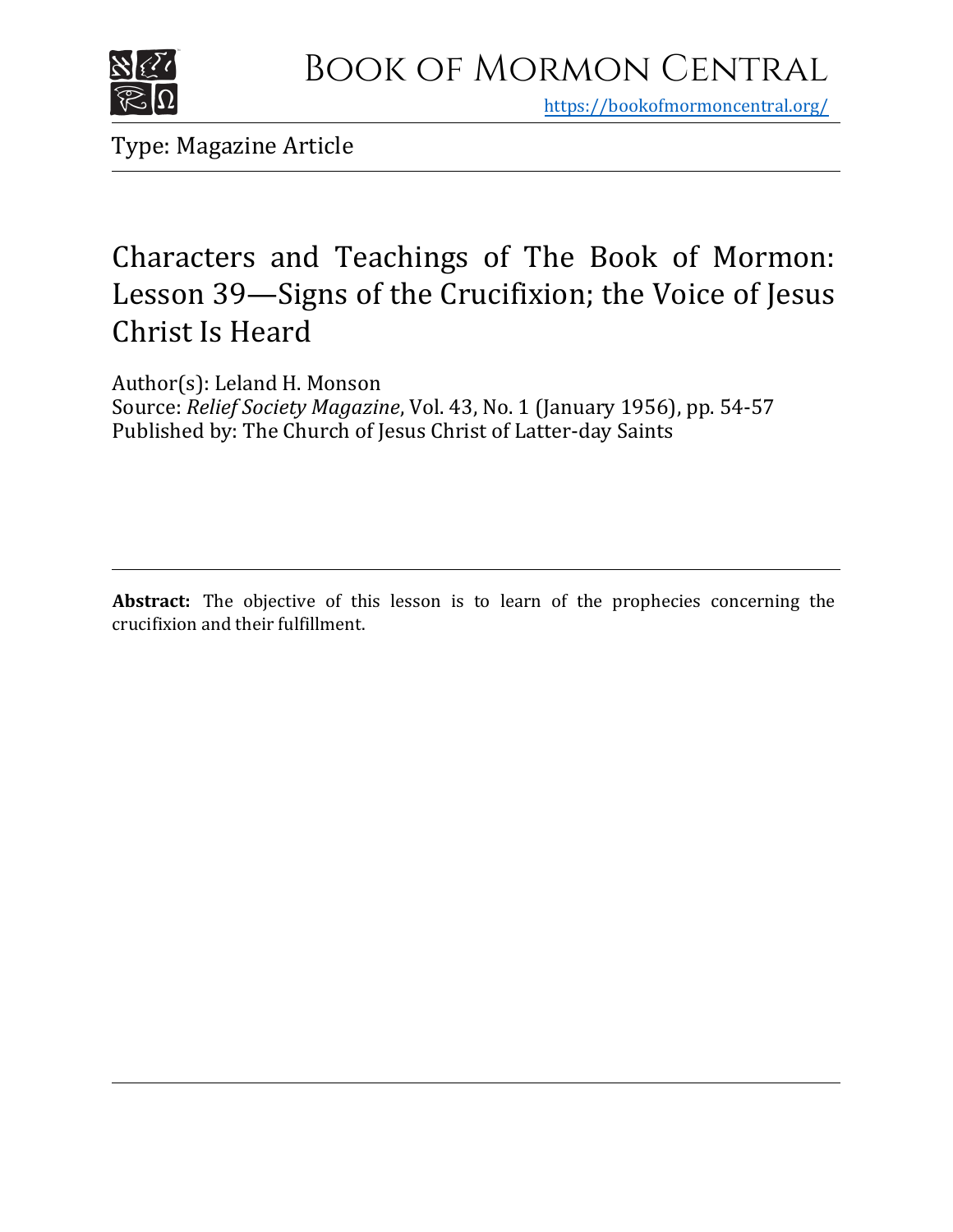# Book of Mormon Central

https://bookofmormoncentral.org/

Type: Magazine Article

# Characters and Teachings of The Book of Mormon: Lesson 39—Signs of the Crucifixion; the Voice of Jesus Christ Is Heard

Author(s): Leland H. Monson
Source: *Relief Society Magazine*, Vol. 43, No. 1 (January 1956), pp. 54-57
Published by: The Church of Jesus Christ of Latter-day Saints

**Abstract:** The objective of this lesson is to learn of the prophecies concerning the crucifixion and their fulfillment.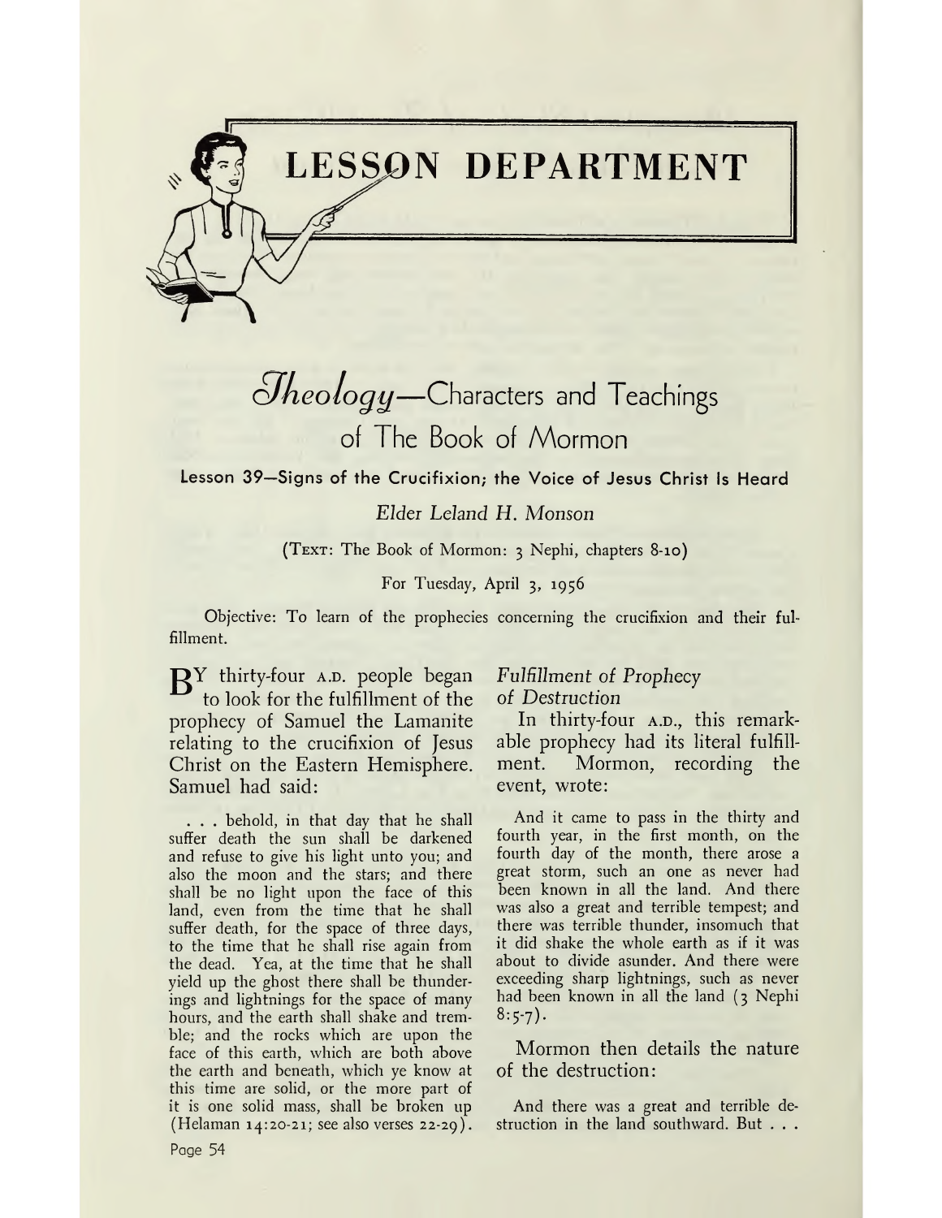# LESSON DEPARTMENT

## *Theology*—Characters and Teachings of The Book of Mormon

### Lesson 39—Signs of the Crucifixion; the Voice of Jesus Christ Is Heard

*Elder Leland H. Monson*

(TEXT: The Book of Mormon: 3 Nephi, chapters 8-10)

For Tuesday, April 3, 1956

Objective: To learn of the prophecies concerning the crucifixion and their fulfillment.

BY thirty-four A.D. people began to look for the fulfillment of the prophecy of Samuel the Lamanite relating to the crucifixion of Jesus Christ on the Eastern Hemisphere. Samuel had said:

> . . . behold, in that day that he shall suffer death the sun shall be darkened and refuse to give his light unto you; and also the moon and the stars; and there shall be no light upon the face of this land, even from the time that he shall suffer death, for the space of three days, to the time that he shall rise again from the dead. Yea, at the time that he shall yield up the ghost there shall be thunderings and lightnings for the space of many hours, and the earth shall shake and tremble; and the rocks which are upon the face of this earth, which are both above the earth and beneath, which ye know at this time are solid, or the more part of it is one solid mass, shall be broken up (Helaman 14:20-21; see also verses 22-29).

*Fulfillment of Prophecy of Destruction*

In thirty-four A.D., this remarkable prophecy had its literal fulfillment. Mormon, recording the event, wrote:

> And it came to pass in the thirty and fourth year, in the first month, on the fourth day of the month, there arose a great storm, such an one as never had been known in all the land. And there was also a great and terrible tempest; and there was terrible thunder, insomuch that it did shake the whole earth as if it was about to divide asunder. And there were exceeding sharp lightnings, such as never had been known in all the land (3 Nephi 8:5-7).

Mormon then details the nature of the destruction:

> And there was a great and terrible destruction in the land southward. But . . .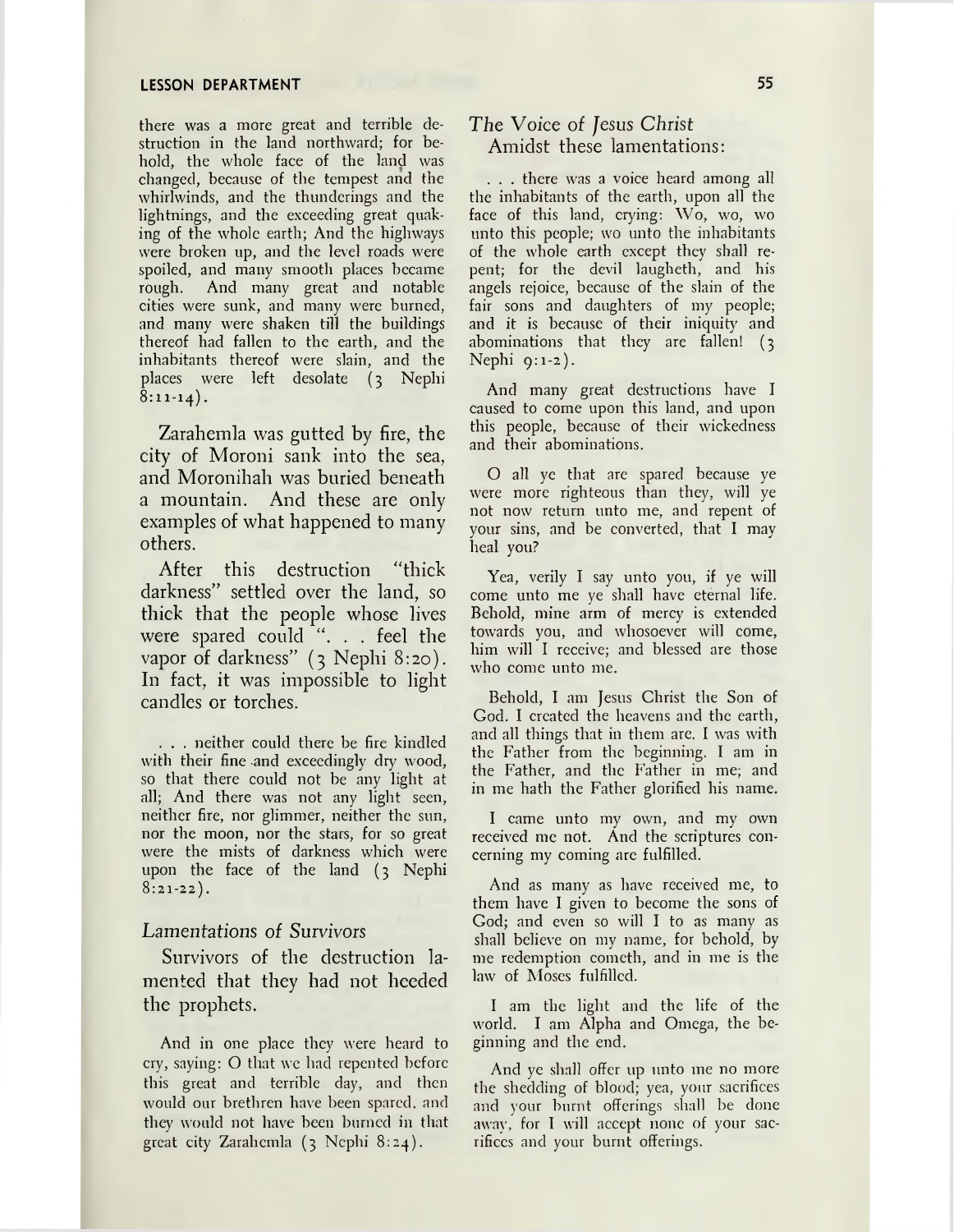there was a more great and terrible destruction in the land northward; for behold, the whole face of the land was changed, because of the tempest and the whirlwinds, and the thunderings and the lightnings, and the exceeding great quaking of the whole earth; And the highways were broken up, and the level roads were spoiled, and many smooth places became rough. And many great and notable cities were sunk, and many were burned, and many were shaken till the buildings thereof had fallen to the earth, and the inhabitants thereof were slain, and the places were left desolate (3 Nephi 8:11-14).

Zarahemla was gutted by fire, the city of Moroni sank into the sea, and Moronihah was buried beneath a mountain. And these are only examples of what happened to many others.

After this destruction "thick darkness" settled over the land, so thick that the people whose lives were spared could ". . . feel the vapor of darkness" (3 Nephi 8:20). In fact, it was impossible to light candles or torches.

. . . neither could there be fire kindled with their fine and exceedingly dry wood, so that there could not be any light at all; And there was not any light seen, neither fire, nor glimmer, neither the sun, nor the moon, nor the stars, for so great were the mists of darkness which were upon the face of the land (3 Nephi 8:21-22).

### *Lamentations of Survivors*

Survivors of the destruction lamented that they had not heeded the prophets.

And in one place they were heard to cry, saying: O that we had repented before this great and terrible day, and then would our brethren have been spared, and they would not have been burned in that great city Zarahemla (3 Nephi 8:24).

### *The Voice of Jesus Christ*

Amidst these lamentations:

. . . there was a voice heard among all the inhabitants of the earth, upon all the face of this land, crying: Wo, wo, wo unto this people; wo unto the inhabitants of the whole earth except they shall repent; for the devil laugheth, and his angels rejoice, because of the slain of the fair sons and daughters of my people; and it is because of their iniquity and abominations that they are fallen! (3 Nephi 9:1-2).

And many great destructions have I caused to come upon this land, and upon this people, because of their wickedness and their abominations.

O all ye that are spared because ye were more righteous than they, will ye not now return unto me, and repent of your sins, and be converted, that I may heal you?

Yea, verily I say unto you, if ye will come unto me ye shall have eternal life. Behold, mine arm of mercy is extended towards you, and whosoever will come, him will I receive; and blessed are those who come unto me.

Behold, I am Jesus Christ the Son of God. I created the heavens and the earth, and all things that in them are. I was with the Father from the beginning. I am in the Father, and the Father in me; and in me hath the Father glorified his name.

I came unto my own, and my own received me not. And the scriptures concerning my coming are fulfilled.

And as many as have received me, to them have I given to become the sons of God; and even so will I to as many as shall believe on my name, for behold, by me redemption cometh, and in me is the law of Moses fulfilled.

I am the light and the life of the world. I am Alpha and Omega, the beginning and the end.

And ye shall offer up unto me no more the shedding of blood; yea, your sacrifices and your burnt offerings shall be done away, for I will accept none of your sacrifices and your burnt offerings.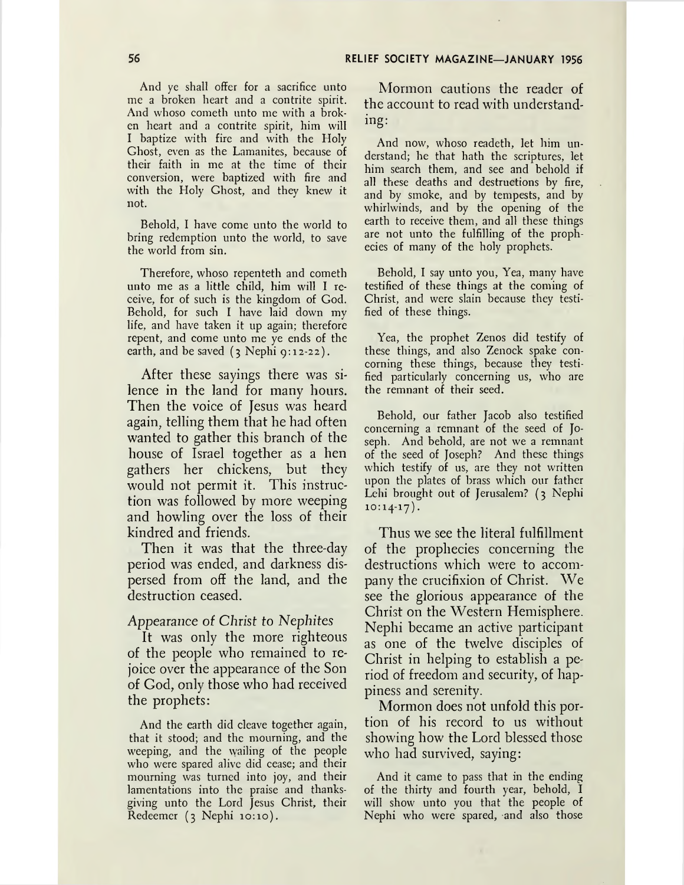And ye shall offer for a sacrifice unto me a broken heart and a contrite spirit. And whoso cometh unto me with a broken heart and a contrite spirit, him will I baptize with fire and with the Holy Ghost, even as the Lamanites, because of their faith in me at the time of their conversion, were baptized with fire and with the Holy Ghost, and they knew it not.

Behold, I have come unto the world to bring redemption unto the world, to save the world from sin.

Therefore, whoso repenteth and cometh unto me as a little child, him will I receive, for of such is the kingdom of God. Behold, for such I have laid down my life, and have taken it up again; therefore repent, and come unto me ye ends of the earth, and be saved (3 Nephi 9:12-22).

After these sayings there was silence in the land for many hours. Then the voice of Jesus was heard again, telling them that he had often wanted to gather this branch of the house of Israel together as a hen gathers her chickens, but they would not permit it. This instruction was followed by more weeping and howling over the loss of their kindred and friends.

Then it was that the three-day period was ended, and darkness dispersed from off the land, and the destruction ceased.

*Appearance of Christ to Nephites*

It was only the more righteous of the people who remained to rejoice over the appearance of the Son of God, only those who had received the prophets:

And the earth did cleave together again, that it stood; and the mourning, and the weeping, and the wailing of the people who were spared alive did cease; and their mourning was turned into joy, and their lamentations into the praise and thanksgiving unto the Lord Jesus Christ, their Redeemer (3 Nephi 10:10).

Mormon cautions the reader of the account to read with understanding:

And now, whoso readeth, let him understand; he that hath the scriptures, let him search them, and see and behold if all these deaths and destructions by fire, and by smoke, and by tempests, and by whirlwinds, and by the opening of the earth to receive them, and all these things are not unto the fulfilling of the prophecies of many of the holy prophets.

Behold, I say unto you, Yea, many have testified of these things at the coming of Christ, and were slain because they testified of these things.

Yea, the prophet Zenos did testify of these things, and also Zenock spake concerning these things, because they testified particularly concerning us, who are the remnant of their seed.

Behold, our father Jacob also testified concerning a remnant of the seed of Joseph. And behold, are not we a remnant of the seed of Joseph? And these things which testify of us, are they not written upon the plates of brass which our father Lehi brought out of Jerusalem? (3 Nephi 10:14-17).

Thus we see the literal fulfillment of the prophecies concerning the destructions which were to accompany the crucifixion of Christ. We see the glorious appearance of the Christ on the Western Hemisphere. Nephi became an active participant as one of the twelve disciples of Christ in helping to establish a period of freedom and security, of happiness and serenity.

Mormon does not unfold this portion of his record to us without showing how the Lord blessed those who had survived, saying:

And it came to pass that in the ending of the thirty and fourth year, behold, I will show unto you that the people of Nephi who were spared, and also those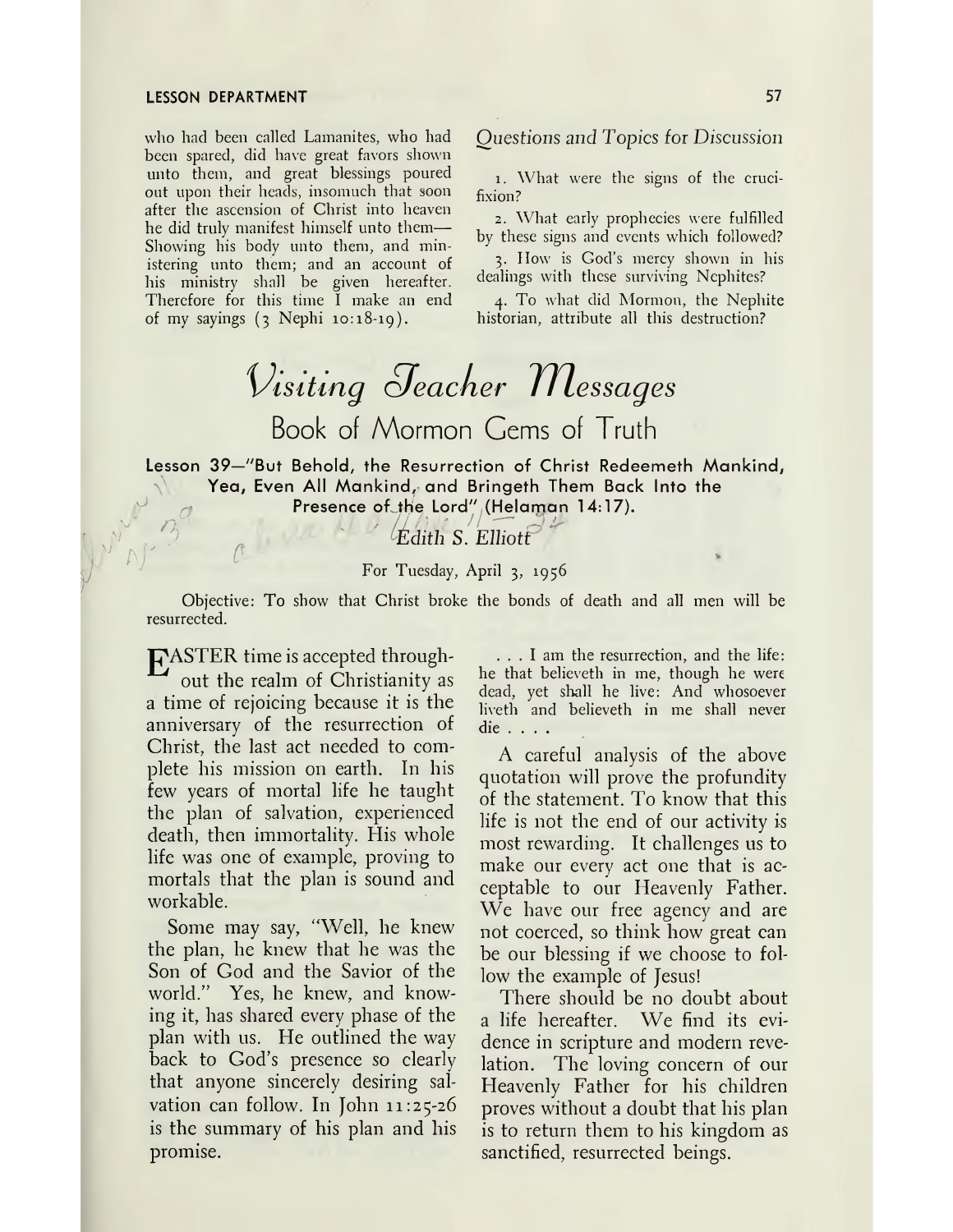who had been called Lamanites, who had been spared, did have great favors shown unto them, and great blessings poured out upon their heads, insomuch that soon after the ascension of Christ into heaven he did truly manifest himself unto them—Showing his body unto them, and ministering unto them; and an account of his ministry shall be given hereafter. Therefore for this time I make an end of my sayings (3 Nephi 10:18-19).

*Questions and Topics for Discussion*

1. What were the signs of the crucifixion?

2. What early prophecies were fulfilled by these signs and events which followed?

3. How is God's mercy shown in his dealings with these surviving Nephites?

4. To what did Mormon, the Nephite historian, attribute all this destruction?

# *Visiting Teacher Messages*

## Book of Mormon Gems of Truth

### Lesson 39—"But Behold, the Resurrection of Christ Redeemeth Mankind, Yea, Even All Mankind, and Bringeth Them Back Into the Presence of the Lord" (Helaman 14:17).

*Edith S. Elliott*

For Tuesday, April 3, 1956

Objective: To show that Christ broke the bonds of death and all men will be resurrected.

EASTER time is accepted throughout the realm of Christianity as a time of rejoicing because it is the anniversary of the resurrection of Christ, the last act needed to complete his mission on earth. In his few years of mortal life he taught the plan of salvation, experienced death, then immortality. His whole life was one of example, proving to mortals that the plan is sound and workable.

Some may say, "Well, he knew the plan, he knew that he was the Son of God and the Savior of the world." Yes, he knew, and knowing it, has shared every phase of the plan with us. He outlined the way back to God's presence so clearly that anyone sincerely desiring salvation can follow. In John 11:25-26 is the summary of his plan and his promise.

> . . . I am the resurrection, and the life: he that believeth in me, though he were dead, yet shall he live: And whosoever liveth and believeth in me shall never die . . . .

A careful analysis of the above quotation will prove the profundity of the statement. To know that this life is not the end of our activity is most rewarding. It challenges us to make our every act one that is acceptable to our Heavenly Father. We have our free agency and are not coerced, so think how great can be our blessing if we choose to follow the example of Jesus!

There should be no doubt about a life hereafter. We find its evidence in scripture and modern revelation. The loving concern of our Heavenly Father for his children proves without a doubt that his plan is to return them to his kingdom as sanctified, resurrected beings.